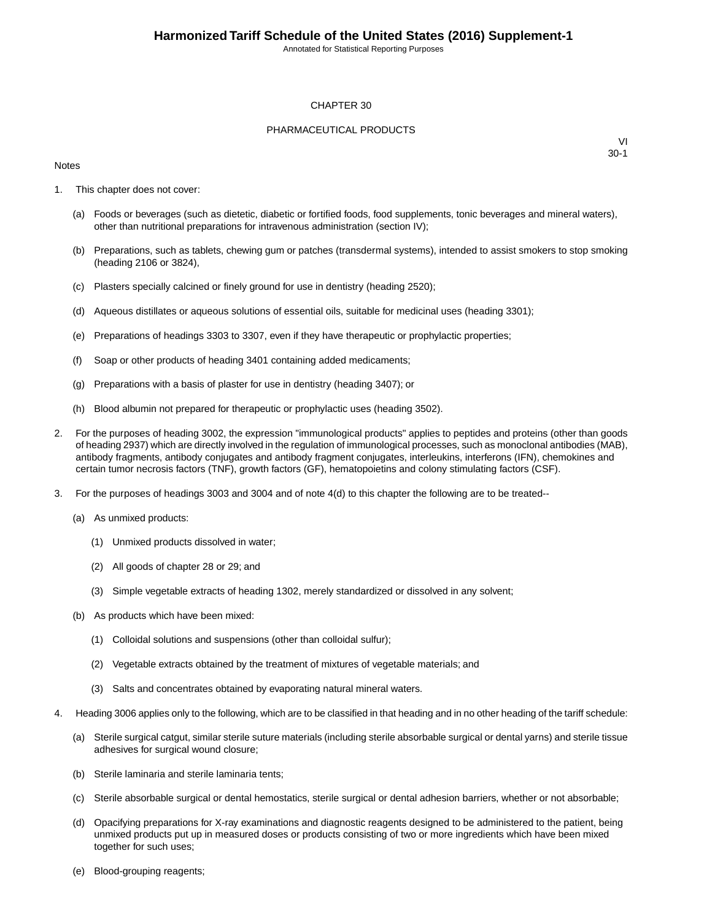# CHAPTER 30

## PHARMACEUTICAL PRODUCTS

VI
30-1

Notes

1. This chapter does not cover:

   (a) Foods or beverages (such as dietetic, diabetic or fortified foods, food supplements, tonic beverages and mineral waters), other than nutritional preparations for intravenous administration (section IV);

   (b) Preparations, such as tablets, chewing gum or patches (transdermal systems), intended to assist smokers to stop smoking (heading 2106 or 3824),

   (c) Plasters specially calcined or finely ground for use in dentistry (heading 2520);

   (d) Aqueous distillates or aqueous solutions of essential oils, suitable for medicinal uses (heading 3301);

   (e) Preparations of headings 3303 to 3307, even if they have therapeutic or prophylactic properties;

   (f) Soap or other products of heading 3401 containing added medicaments;

   (g) Preparations with a basis of plaster for use in dentistry (heading 3407); or

   (h) Blood albumin not prepared for therapeutic or prophylactic uses (heading 3502).

2. For the purposes of heading 3002, the expression "immunological products" applies to peptides and proteins (other than goods of heading 2937) which are directly involved in the regulation of immunological processes, such as monoclonal antibodies (MAB), antibody fragments, antibody conjugates and antibody fragment conjugates, interleukins, interferons (IFN), chemokines and certain tumor necrosis factors (TNF), growth factors (GF), hematopoietins and colony stimulating factors (CSF).

3. For the purposes of headings 3003 and 3004 and of note 4(d) to this chapter the following are to be treated--

   (a) As unmixed products:

      (1) Unmixed products dissolved in water;

      (2) All goods of chapter 28 or 29; and

      (3) Simple vegetable extracts of heading 1302, merely standardized or dissolved in any solvent;

   (b) As products which have been mixed:

      (1) Colloidal solutions and suspensions (other than colloidal sulfur);

      (2) Vegetable extracts obtained by the treatment of mixtures of vegetable materials; and

      (3) Salts and concentrates obtained by evaporating natural mineral waters.

4. Heading 3006 applies only to the following, which are to be classified in that heading and in no other heading of the tariff schedule:

   (a) Sterile surgical catgut, similar sterile suture materials (including sterile absorbable surgical or dental yarns) and sterile tissue adhesives for surgical wound closure;

   (b) Sterile laminaria and sterile laminaria tents;

   (c) Sterile absorbable surgical or dental hemostatics, sterile surgical or dental adhesion barriers, whether or not absorbable;

   (d) Opacifying preparations for X-ray examinations and diagnostic reagents designed to be administered to the patient, being unmixed products put up in measured doses or products consisting of two or more ingredients which have been mixed together for such uses;

   (e) Blood-grouping reagents;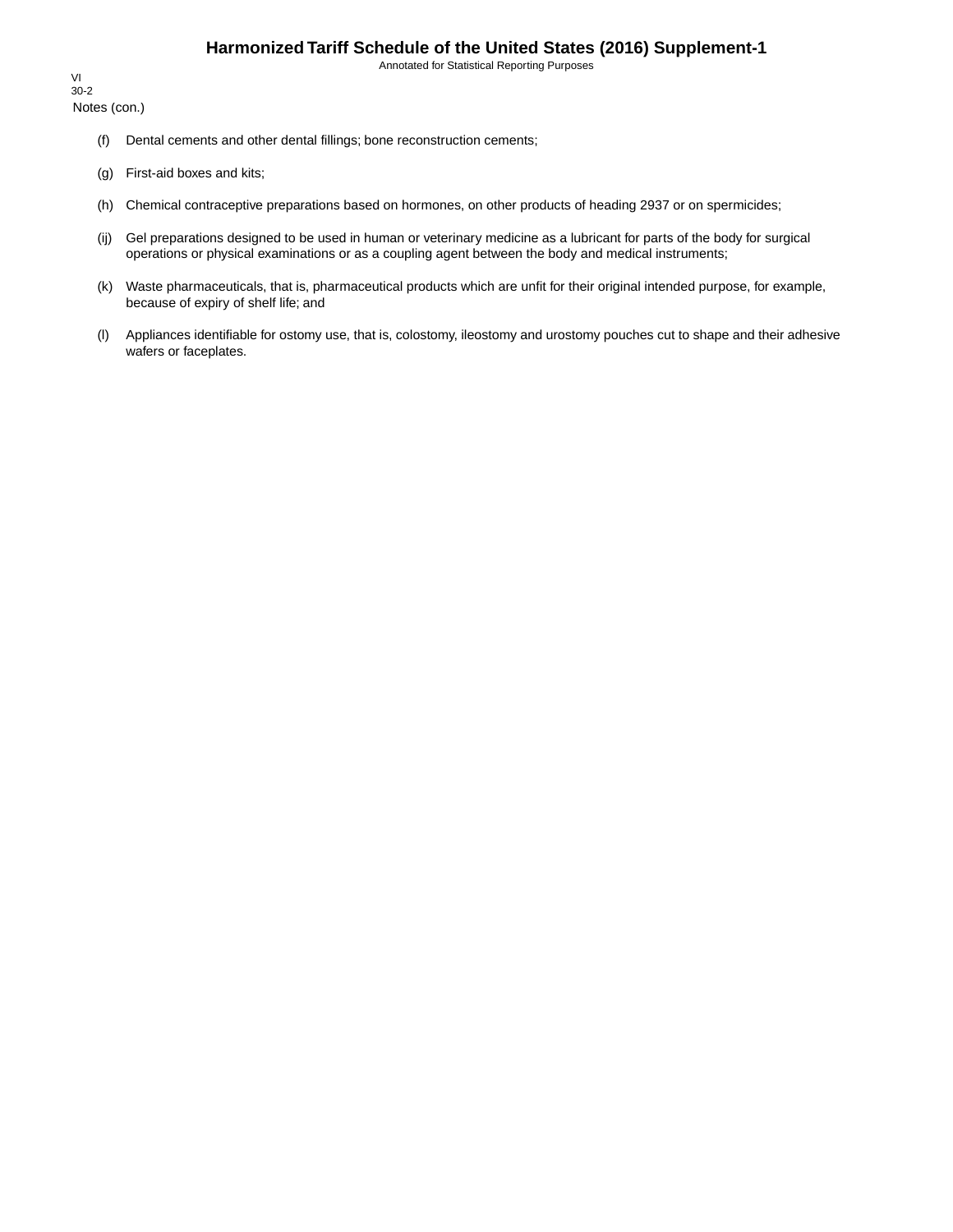Notes (con.)

(f) Dental cements and other dental fillings; bone reconstruction cements;

(g) First-aid boxes and kits;

(h) Chemical contraceptive preparations based on hormones, on other products of heading 2937 or on spermicides;

(ij) Gel preparations designed to be used in human or veterinary medicine as a lubricant for parts of the body for surgical operations or physical examinations or as a coupling agent between the body and medical instruments;

(k) Waste pharmaceuticals, that is, pharmaceutical products which are unfit for their original intended purpose, for example, because of expiry of shelf life; and

(l) Appliances identifiable for ostomy use, that is, colostomy, ileostomy and urostomy pouches cut to shape and their adhesive wafers or faceplates.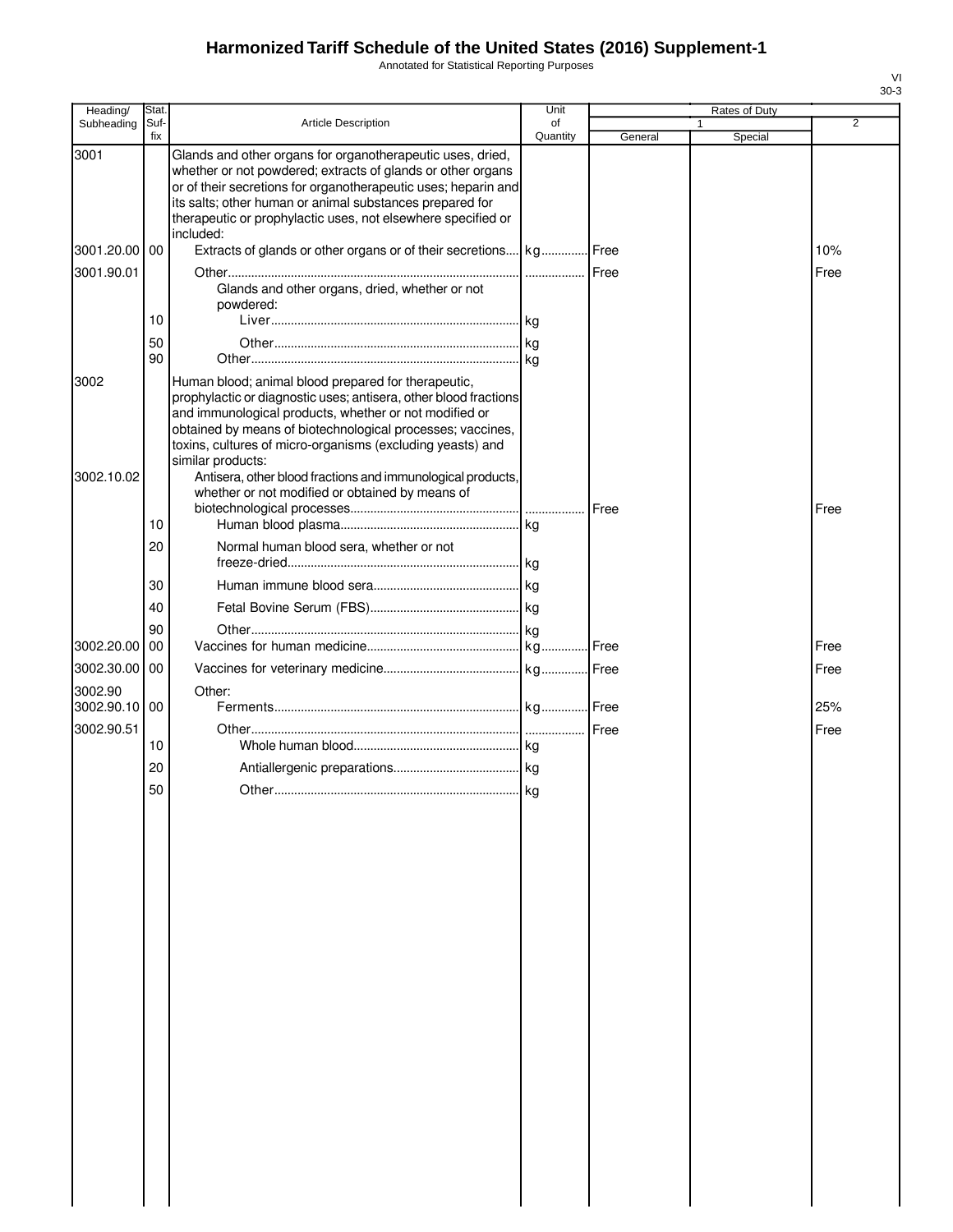# Harmonized Tariff Schedule of the United States (2016) Supplement-1

Annotated for Statistical Reporting Purposes

| Heading/ Subheading | Stat. Suf- fix | Article Description | Unit of Quantity | Rates of Duty | | |
|---|---|---|---|---|---|---|
| | | | | 1 | | 2 |
| | | | | General | Special | |
| 3001 | | Glands and other organs for organotherapeutic uses, dried, whether or not powdered; extracts of glands or other organs or of their secretions for organotherapeutic uses; heparin and its salts; other human or animal substances prepared for therapeutic or prophylactic uses, not elsewhere specified or included: | | | | |
| 3001.20.00 | 00 | Extracts of glands or other organs or of their secretions | kg | Free | | 10% |
| 3001.90.01 | | Other | | Free | | Free |
| | | Glands and other organs, dried, whether or not powdered: | | | | |
| | 10 | Liver | kg | | | |
| | 50 | Other | kg | | | |
| | 90 | Other | kg | | | |
| 3002 | | Human blood; animal blood prepared for therapeutic, prophylactic or diagnostic uses; antisera, other blood fractions and immunological products, whether or not modified or obtained by means of biotechnological processes; vaccines, toxins, cultures of micro-organisms (excluding yeasts) and similar products: | | | | |
| 3002.10.02 | | Antisera, other blood fractions and immunological products, whether or not modified or obtained by means of biotechnological processes | | Free | | Free |
| | 10 | Human blood plasma | kg | | | |
| | 20 | Normal human blood sera, whether or not freeze-dried | kg | | | |
| | 30 | Human immune blood sera | kg | | | |
| | 40 | Fetal Bovine Serum (FBS) | kg | | | |
| | 90 | Other | kg | | | |
| 3002.20.00 | 00 | Vaccines for human medicine | kg | Free | | Free |
| 3002.30.00 | 00 | Vaccines for veterinary medicine | kg | Free | | Free |
| 3002.90 | | Other: | | | | |
| 3002.90.10 | 00 | Ferments | kg | Free | | 25% |
| 3002.90.51 | | Other | | Free | | Free |
| | 10 | Whole human blood | kg | | | |
| | 20 | Antiallergenic preparations | kg | | | |
| | 50 | Other | kg | | | |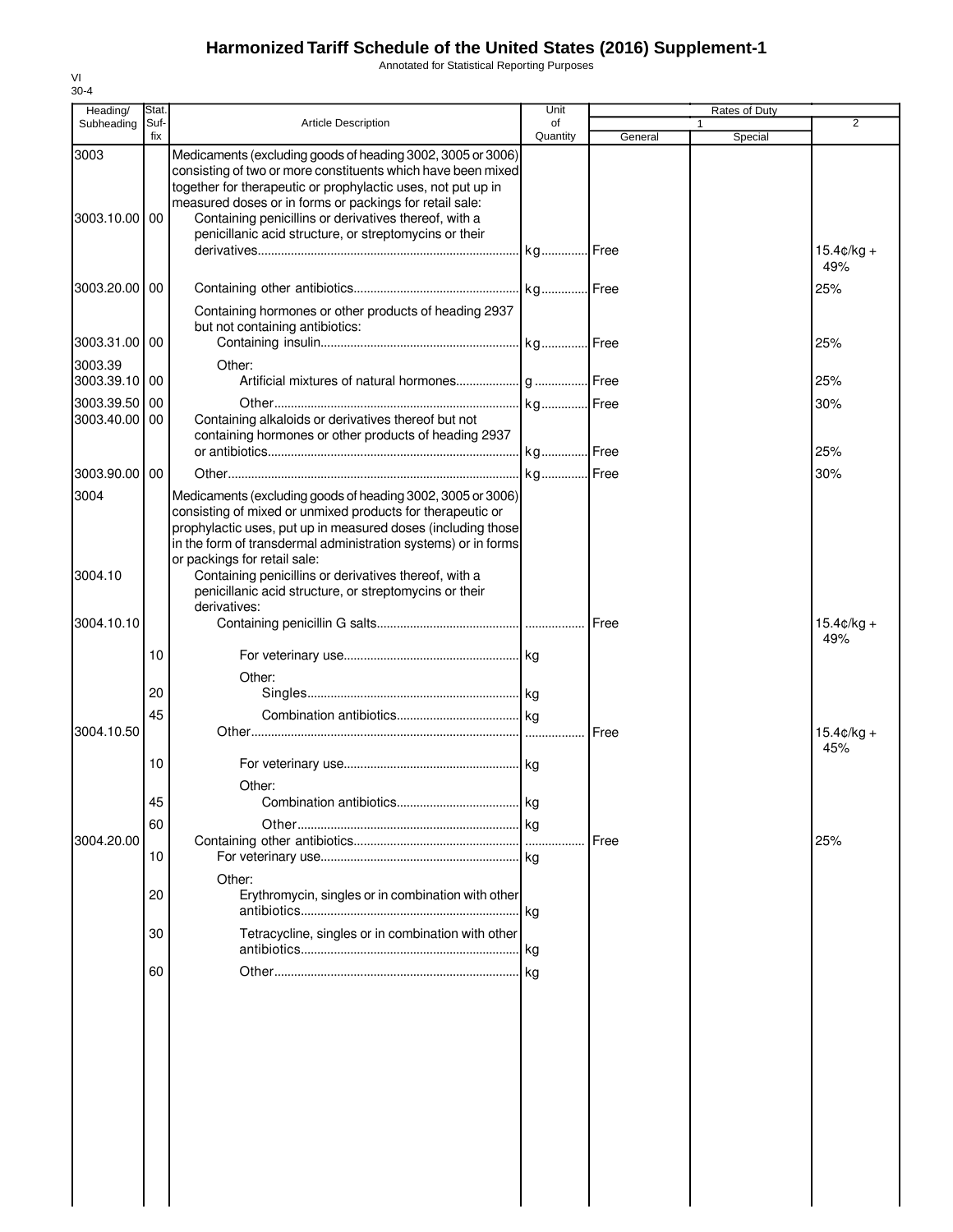# Harmonized Tariff Schedule of the United States (2016) Supplement-1

Annotated for Statistical Reporting Purposes

VI
30-4

| Heading/ Subheading | Stat. Suf- fix | Article Description | Unit of Quantity | Rates of Duty 1 General | Special | 2 |
|---|---|---|---|---|---|---|
| 3003 | | Medicaments (excluding goods of heading 3002, 3005 or 3006) consisting of two or more constituents which have been mixed together for therapeutic or prophylactic uses, not put up in measured doses or in forms or packings for retail sale: | | | | |
| 3003.10.00 | 00 | Containing penicillins or derivatives thereof, with a penicillanic acid structure, or streptomycins or their derivatives | kg | Free | | 15.4¢/kg + 49% |
| 3003.20.00 | 00 | Containing other antibiotics | kg | Free | | 25% |
| | | Containing hormones or other products of heading 2937 but not containing antibiotics: | | | | |
| 3003.31.00 | 00 | Containing insulin | kg | Free | | 25% |
| 3003.39 | | Other: | | | | |
| 3003.39.10 | 00 | Artificial mixtures of natural hormones | g | Free | | 25% |
| 3003.39.50 | 00 | Other | kg | Free | | 30% |
| 3003.40.00 | 00 | Containing alkaloids or derivatives thereof but not containing hormones or other products of heading 2937 or antibiotics | kg | Free | | 25% |
| 3003.90.00 | 00 | Other | kg | Free | | 30% |
| 3004 | | Medicaments (excluding goods of heading 3002, 3005 or 3006) consisting of mixed or unmixed products for therapeutic or prophylactic uses, put up in measured doses (including those in the form of transdermal administration systems) or in forms or packings for retail sale: | | | | |
| 3004.10 | | Containing penicillins or derivatives thereof, with a penicillanic acid structure, or streptomycins or their derivatives: | | | | |
| 3004.10.10 | | Containing penicillin G salts | | Free | | 15.4¢/kg + 49% |
| | 10 | For veterinary use | kg | | | |
| | | Other: | | | | |
| | 20 | Singles | kg | | | |
| | 45 | Combination antibiotics | kg | | | |
| 3004.10.50 | | Other | | Free | | 15.4¢/kg + 45% |
| | 10 | For veterinary use | kg | | | |
| | | Other: | | | | |
| | 45 | Combination antibiotics | kg | | | |
| | 60 | Other | kg | | | |
| 3004.20.00 | | Containing other antibiotics | | Free | | 25% |
| | 10 | For veterinary use | kg | | | |
| | | Other: | | | | |
| | 20 | Erythromycin, singles or in combination with other antibiotics | kg | | | |
| | 30 | Tetracycline, singles or in combination with other antibiotics | kg | | | |
| | 60 | Other | kg | | | |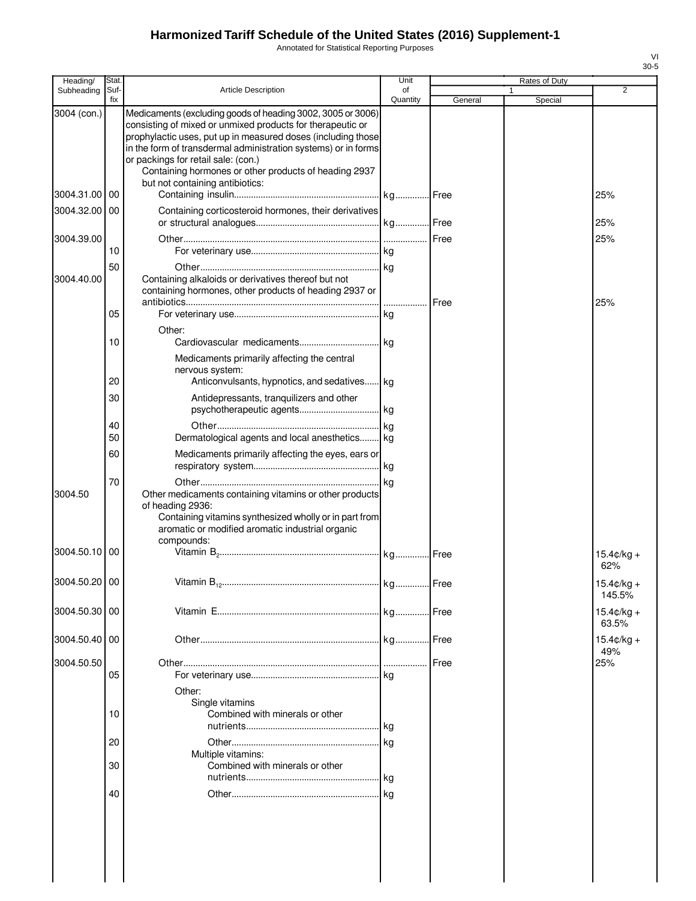# Harmonized Tariff Schedule of the United States (2016) Supplement-1

Annotated for Statistical Reporting Purposes

| Heading/ Subheading | Stat. Suf- fix | Article Description | Unit of Quantity | Rates of Duty 1 General | Special | 2 |
|---|---|---|---|---|---|---|
| 3004 (con.) | | Medicaments (excluding goods of heading 3002, 3005 or 3006) consisting of mixed or unmixed products for therapeutic or prophylactic uses, put up in measured doses (including those in the form of transdermal administration systems) or in forms or packings for retail sale: (con.) | | | | |
| | | Containing hormones or other products of heading 2937 but not containing antibiotics: | | | | |
| 3004.31.00 | 00 | Containing insulin | kg | Free | | 25% |
| 3004.32.00 | 00 | Containing corticosteroid hormones, their derivatives or structural analogues | kg | Free | | 25% |
| 3004.39.00 | | Other | | Free | | 25% |
| | 10 | For veterinary use | kg | | | |
| | 50 | Other | kg | | | |
| 3004.40.00 | | Containing alkaloids or derivatives thereof but not containing hormones, other products of heading 2937 or antibiotics | | Free | | 25% |
| | 05 | For veterinary use | kg | | | |
| | | Other: | | | | |
| | 10 | Cardiovascular medicaments | kg | | | |
| | | Medicaments primarily affecting the central nervous system: | | | | |
| | 20 | Anticonvulsants, hypnotics, and sedatives | kg | | | |
| | 30 | Antidepressants, tranquilizers and other psychotherapeutic agents | kg | | | |
| | 40 | Other | kg | | | |
| | 50 | Dermatological agents and local anesthetics | kg | | | |
| | 60 | Medicaments primarily affecting the eyes, ears or respiratory system | kg | | | |
| | 70 | Other | kg | | | |
| 3004.50 | | Other medicaments containing vitamins or other products of heading 2936: | | | | |
| | | Containing vitamins synthesized wholly or in part from aromatic or modified aromatic industrial organic compounds: | | | | |
| 3004.50.10 | 00 | Vitamin $B_2$ | kg | Free | | 15.4¢/kg + 62% |
| 3004.50.20 | 00 | Vitamin $B_{12}$ | kg | Free | | 15.4¢/kg + 145.5% |
| 3004.50.30 | 00 | Vitamin E | kg | Free | | 15.4¢/kg + 63.5% |
| 3004.50.40 | 00 | Other | kg | Free | | 15.4¢/kg + 49% |
| 3004.50.50 | | Other | | Free | | 25% |
| | 05 | For veterinary use | kg | | | |
| | | Other: | | | | |
| | | Single vitamins | | | | |
| | 10 | Combined with minerals or other nutrients | kg | | | |
| | 20 | Other | kg | | | |
| | | Multiple vitamins: | | | | |
| | 30 | Combined with minerals or other nutrients | kg | | | |
| | 40 | Other | kg | | | |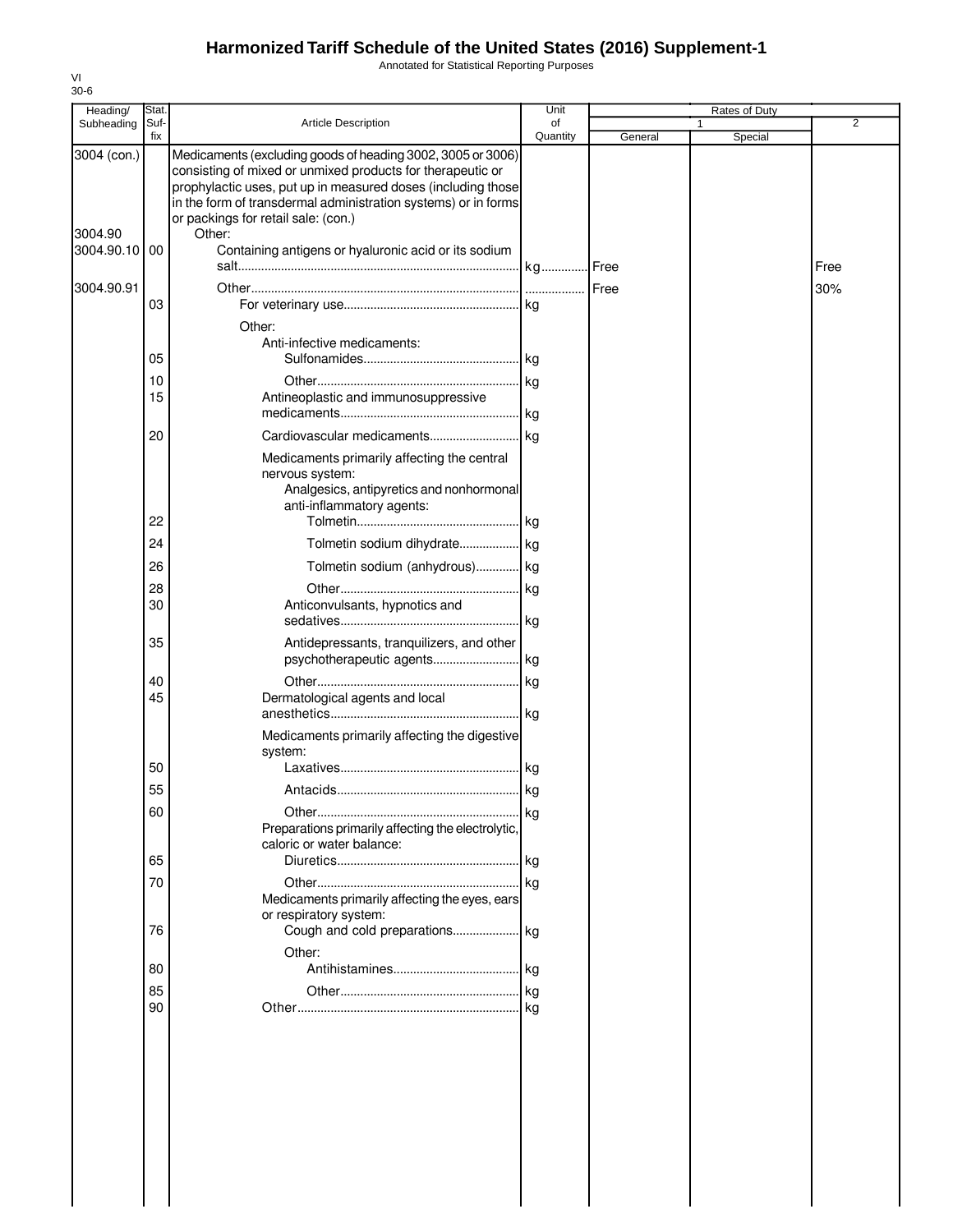# Harmonized Tariff Schedule of the United States (2016) Supplement-1

Annotated for Statistical Reporting Purposes

VI
30-6

| Heading/ Subheading | Stat. Suf- fix | Article Description | Unit of Quantity | Rates of Duty 1 General | Rates of Duty 1 Special | Rates of Duty 2 |
|---|---|---|---|---|---|---|
| 3004 (con.) | | Medicaments (excluding goods of heading 3002, 3005 or 3006) consisting of mixed or unmixed products for therapeutic or prophylactic uses, put up in measured doses (including those in the form of transdermal administration systems) or in forms or packings for retail sale: (con.) | | | | |
| 3004.90 | | Other: | | | | |
| 3004.90.10 | 00 | Containing antigens or hyaluronic acid or its sodium salt | kg | Free | | Free |
| 3004.90.91 | | Other | | Free | | 30% |
| | 03 | For veterinary use | kg | | | |
| | | Other: | | | | |
| | | Anti-infective medicaments: | | | | |
| | 05 | Sulfonamides | kg | | | |
| | 10 | Other | kg | | | |
| | 15 | Antineoplastic and immunosuppressive medicaments | kg | | | |
| | 20 | Cardiovascular medicaments | kg | | | |
| | | Medicaments primarily affecting the central nervous system: | | | | |
| | | Analgesics, antipyretics and nonhormonal anti-inflammatory agents: | | | | |
| | 22 | Tolmetin | kg | | | |
| | 24 | Tolmetin sodium dihydrate | kg | | | |
| | 26 | Tolmetin sodium (anhydrous) | kg | | | |
| | 28 | Other | kg | | | |
| | 30 | Anticonvulsants, hypnotics and sedatives | kg | | | |
| | 35 | Antidepressants, tranquilizers, and other psychotherapeutic agents | kg | | | |
| | 40 | Other | kg | | | |
| | 45 | Dermatological agents and local anesthetics | kg | | | |
| | | Medicaments primarily affecting the digestive system: | | | | |
| | 50 | Laxatives | kg | | | |
| | 55 | Antacids | kg | | | |
| | 60 | Other | kg | | | |
| | | Preparations primarily affecting the electrolytic, caloric or water balance: | | | | |
| | 65 | Diuretics | kg | | | |
| | 70 | Other | kg | | | |
| | | Medicaments primarily affecting the eyes, ears or respiratory system: | | | | |
| | 76 | Cough and cold preparations | kg | | | |
| | | Other: | | | | |
| | 80 | Antihistamines | kg | | | |
| | 85 | Other | kg | | | |
| | 90 | Other | kg | | | |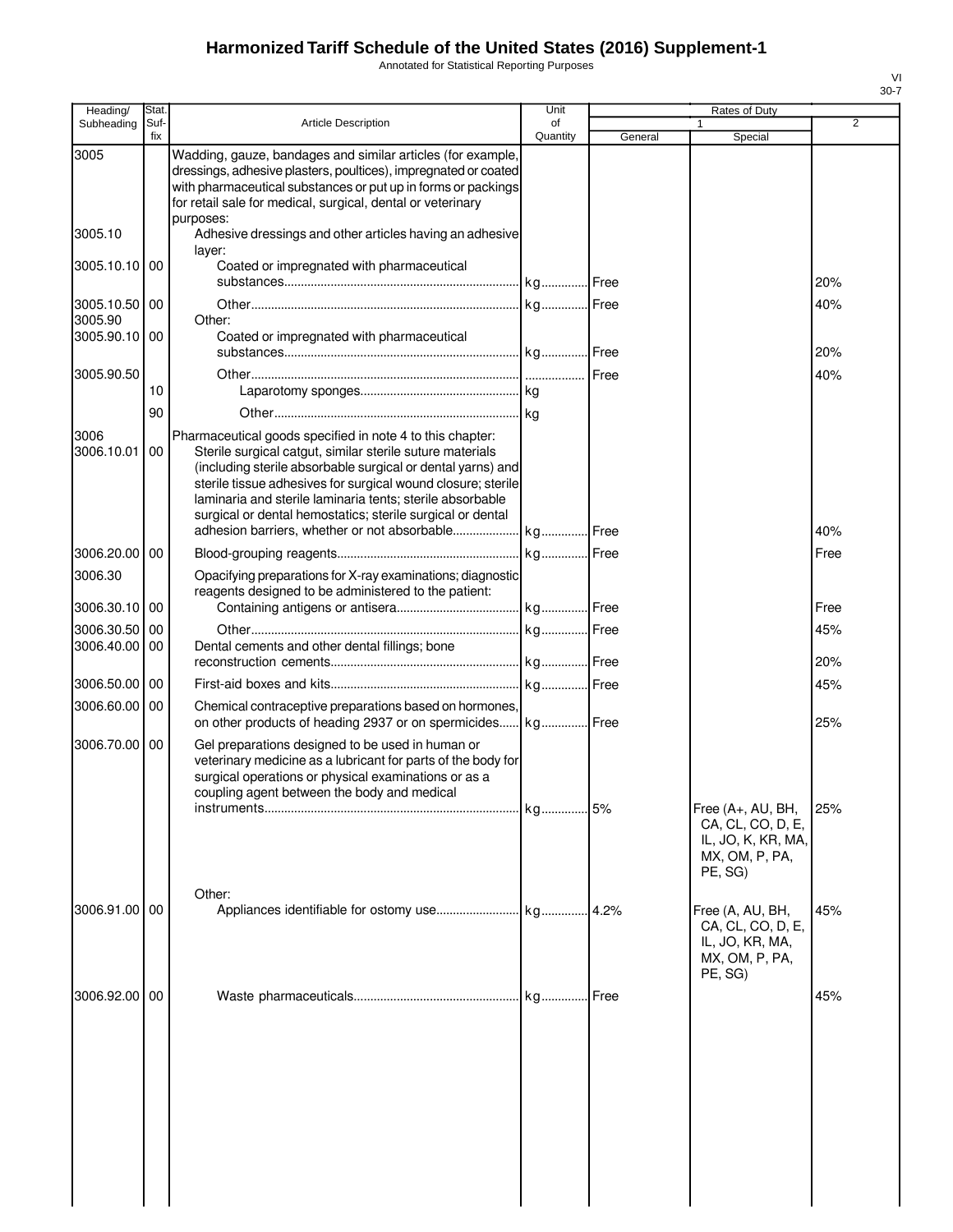# Harmonized Tariff Schedule of the United States (2016) Supplement-1

Annotated for Statistical Reporting Purposes

VI
30-7

| Heading/ Subheading | Stat. Suf- fix | Article Description | Unit of Quantity | Rates of Duty 1 General | Special | 2 |
|---|---|---|---|---|---|---|
| 3005 | | Wadding, gauze, bandages and similar articles (for example, dressings, adhesive plasters, poultices), impregnated or coated with pharmaceutical substances or put up in forms or packings for retail sale for medical, surgical, dental or veterinary purposes: | | | | |
| 3005.10 | | Adhesive dressings and other articles having an adhesive layer: | | | | |
| 3005.10.10 | 00 | Coated or impregnated with pharmaceutical substances | kg | Free | | 20% |
| 3005.10.50 | 00 | Other | kg | Free | | 40% |
| 3005.90 | | Other: | | | | |
| 3005.90.10 | 00 | Coated or impregnated with pharmaceutical substances | kg | Free | | 20% |
| 3005.90.50 | | Other | | Free | | 40% |
| | 10 | Laparotomy sponges | kg | | | |
| | 90 | Other | kg | | | |
| 3006 | | Pharmaceutical goods specified in note 4 to this chapter: | | | | |
| 3006.10.01 | 00 | Sterile surgical catgut, similar sterile suture materials (including sterile absorbable surgical or dental yarns) and sterile tissue adhesives for surgical wound closure; sterile laminaria and sterile laminaria tents; sterile absorbable surgical or dental hemostatics; sterile surgical or dental adhesion barriers, whether or not absorbable | kg | Free | | 40% |
| 3006.20.00 | 00 | Blood-grouping reagents | kg | Free | | Free |
| 3006.30 | | Opacifying preparations for X-ray examinations; diagnostic reagents designed to be administered to the patient: | | | | |
| 3006.30.10 | 00 | Containing antigens or antisera | kg | Free | | Free |
| 3006.30.50 | 00 | Other | kg | Free | | 45% |
| 3006.40.00 | 00 | Dental cements and other dental fillings; bone reconstruction cements | kg | Free | | 20% |
| 3006.50.00 | 00 | First-aid boxes and kits | kg | Free | | 45% |
| 3006.60.00 | 00 | Chemical contraceptive preparations based on hormones, on other products of heading 2937 or on spermicides | kg | Free | | 25% |
| 3006.70.00 | 00 | Gel preparations designed to be used in human or veterinary medicine as a lubricant for parts of the body for surgical operations or physical examinations or as a coupling agent between the body and medical instruments | kg | 5% | Free (A+, AU, BH, CA, CL, CO, D, E, IL, JO, K, KR, MA, MX, OM, P, PA, PE, SG) | 25% |
| | | Other: | | | | |
| 3006.91.00 | 00 | Appliances identifiable for ostomy use | kg | 4.2% | Free (A, AU, BH, CA, CL, CO, D, E, IL, JO, KR, MA, MX, OM, P, PA, PE, SG) | 45% |
| 3006.92.00 | 00 | Waste pharmaceuticals | kg | Free | | 45% |